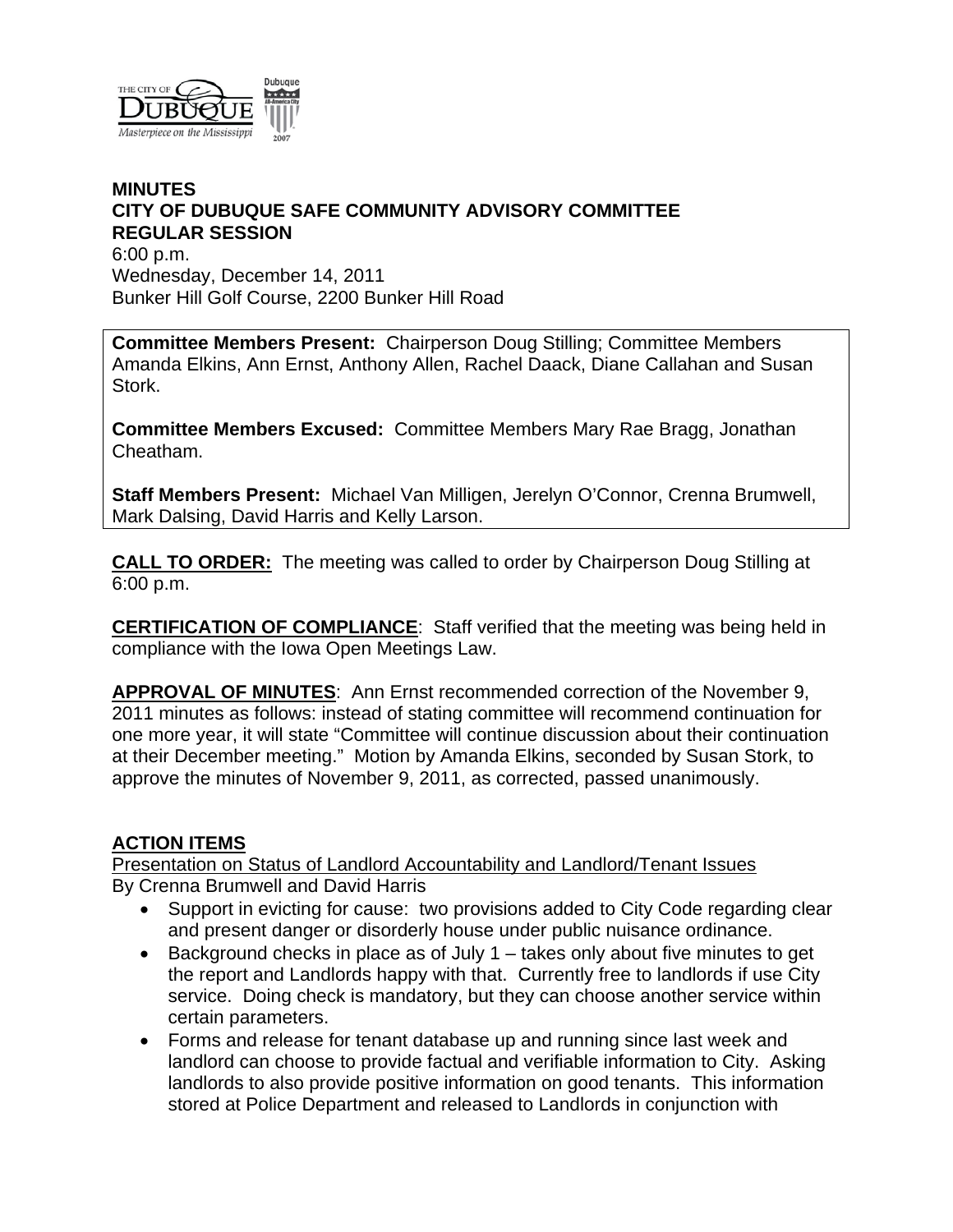**MINUTES**
**CITY OF DUBUQUE SAFE COMMUNITY ADVISORY COMMITTEE**
**REGULAR SESSION**

6:00 p.m.
Wednesday, December 14, 2011
Bunker Hill Golf Course, 2200 Bunker Hill Road

**Committee Members Present:** Chairperson Doug Stilling; Committee Members Amanda Elkins, Ann Ernst, Anthony Allen, Rachel Daack, Diane Callahan and Susan Stork.

**Committee Members Excused:** Committee Members Mary Rae Bragg, Jonathan Cheatham.

**Staff Members Present:** Michael Van Milligen, Jerelyn O'Connor, Crenna Brumwell, Mark Dalsing, David Harris and Kelly Larson.

**CALL TO ORDER:** The meeting was called to order by Chairperson Doug Stilling at 6:00 p.m.

**CERTIFICATION OF COMPLIANCE**: Staff verified that the meeting was being held in compliance with the Iowa Open Meetings Law.

**APPROVAL OF MINUTES**: Ann Ernst recommended correction of the November 9, 2011 minutes as follows: instead of stating committee will recommend continuation for one more year, it will state "Committee will continue discussion about their continuation at their December meeting." Motion by Amanda Elkins, seconded by Susan Stork, to approve the minutes of November 9, 2011, as corrected, passed unanimously.

**ACTION ITEMS**

Presentation on Status of Landlord Accountability and Landlord/Tenant Issues
By Crenna Brumwell and David Harris

- Support in evicting for cause: two provisions added to City Code regarding clear and present danger or disorderly house under public nuisance ordinance.
- Background checks in place as of July 1 – takes only about five minutes to get the report and Landlords happy with that. Currently free to landlords if use City service. Doing check is mandatory, but they can choose another service within certain parameters.
- Forms and release for tenant database up and running since last week and landlord can choose to provide factual and verifiable information to City. Asking landlords to also provide positive information on good tenants. This information stored at Police Department and released to Landlords in conjunction with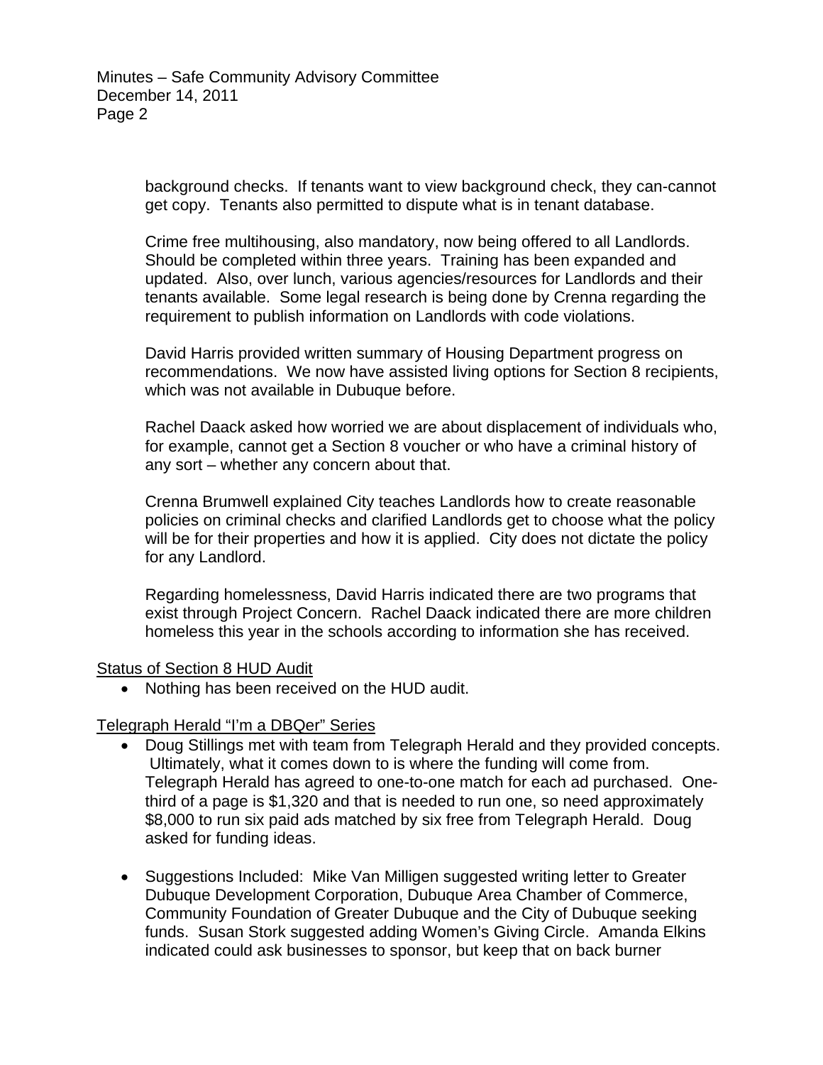background checks. If tenants want to view background check, they can-cannot get copy. Tenants also permitted to dispute what is in tenant database.

Crime free multihousing, also mandatory, now being offered to all Landlords. Should be completed within three years. Training has been expanded and updated. Also, over lunch, various agencies/resources for Landlords and their tenants available. Some legal research is being done by Crenna regarding the requirement to publish information on Landlords with code violations.

David Harris provided written summary of Housing Department progress on recommendations. We now have assisted living options for Section 8 recipients, which was not available in Dubuque before.

Rachel Daack asked how worried we are about displacement of individuals who, for example, cannot get a Section 8 voucher or who have a criminal history of any sort – whether any concern about that.

Crenna Brumwell explained City teaches Landlords how to create reasonable policies on criminal checks and clarified Landlords get to choose what the policy will be for their properties and how it is applied. City does not dictate the policy for any Landlord.

Regarding homelessness, David Harris indicated there are two programs that exist through Project Concern. Rachel Daack indicated there are more children homeless this year in the schools according to information she has received.

<u>Status of Section 8 HUD Audit</u>

- Nothing has been received on the HUD audit.

<u>Telegraph Herald "I'm a DBQer" Series</u>

- Doug Stillings met with team from Telegraph Herald and they provided concepts. Ultimately, what it comes down to is where the funding will come from. Telegraph Herald has agreed to one-to-one match for each ad purchased. One-third of a page is $1,320 and that is needed to run one, so need approximately $8,000 to run six paid ads matched by six free from Telegraph Herald. Doug asked for funding ideas.

- Suggestions Included: Mike Van Milligen suggested writing letter to Greater Dubuque Development Corporation, Dubuque Area Chamber of Commerce, Community Foundation of Greater Dubuque and the City of Dubuque seeking funds. Susan Stork suggested adding Women's Giving Circle. Amanda Elkins indicated could ask businesses to sponsor, but keep that on back burner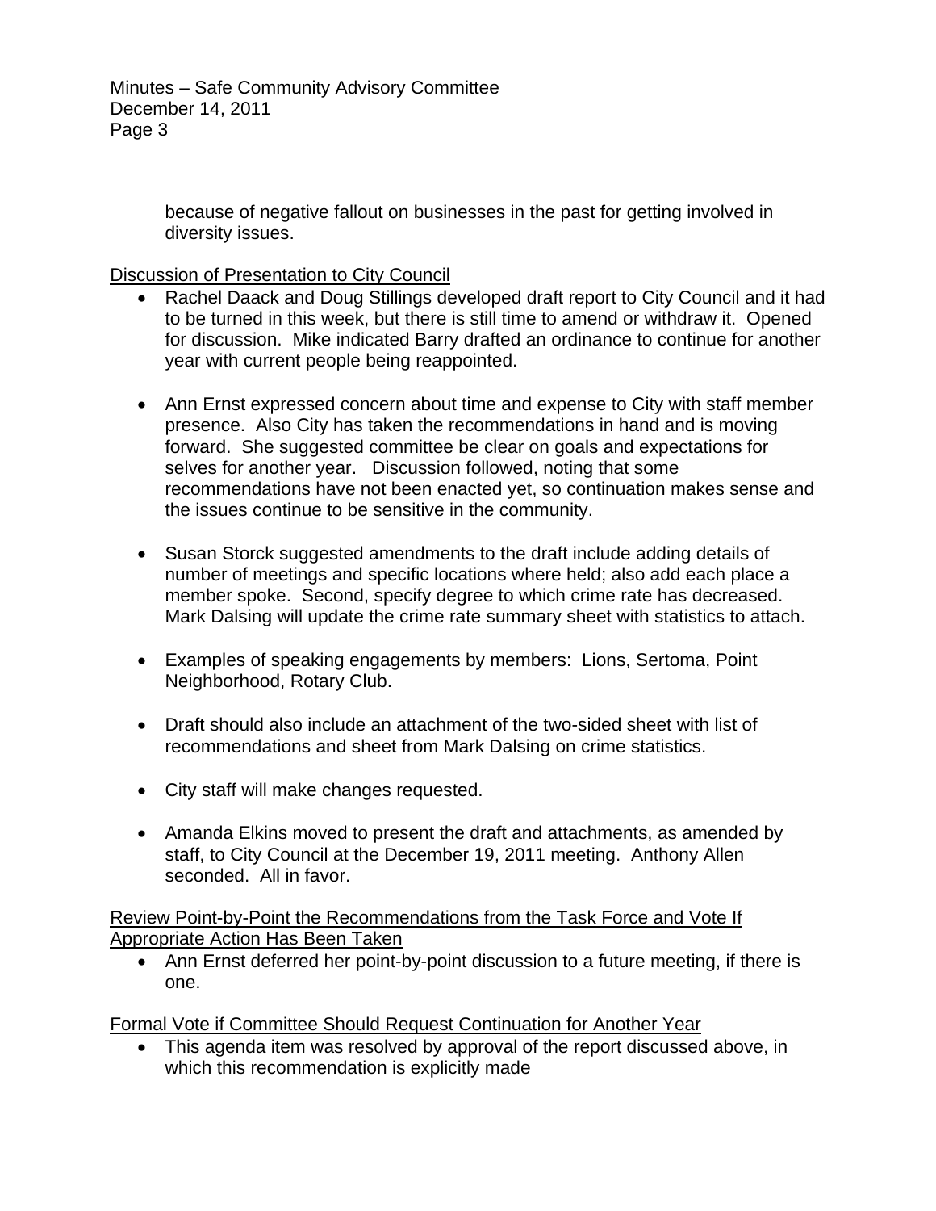because of negative fallout on businesses in the past for getting involved in diversity issues.

Discussion of Presentation to City Council

- Rachel Daack and Doug Stillings developed draft report to City Council and it had to be turned in this week, but there is still time to amend or withdraw it. Opened for discussion. Mike indicated Barry drafted an ordinance to continue for another year with current people being reappointed.

- Ann Ernst expressed concern about time and expense to City with staff member presence. Also City has taken the recommendations in hand and is moving forward. She suggested committee be clear on goals and expectations for selves for another year. Discussion followed, noting that some recommendations have not been enacted yet, so continuation makes sense and the issues continue to be sensitive in the community.

- Susan Storck suggested amendments to the draft include adding details of number of meetings and specific locations where held; also add each place a member spoke. Second, specify degree to which crime rate has decreased. Mark Dalsing will update the crime rate summary sheet with statistics to attach.

- Examples of speaking engagements by members: Lions, Sertoma, Point Neighborhood, Rotary Club.

- Draft should also include an attachment of the two-sided sheet with list of recommendations and sheet from Mark Dalsing on crime statistics.

- City staff will make changes requested.

- Amanda Elkins moved to present the draft and attachments, as amended by staff, to City Council at the December 19, 2011 meeting. Anthony Allen seconded. All in favor.

Review Point-by-Point the Recommendations from the Task Force and Vote If Appropriate Action Has Been Taken

- Ann Ernst deferred her point-by-point discussion to a future meeting, if there is one.

Formal Vote if Committee Should Request Continuation for Another Year

- This agenda item was resolved by approval of the report discussed above, in which this recommendation is explicitly made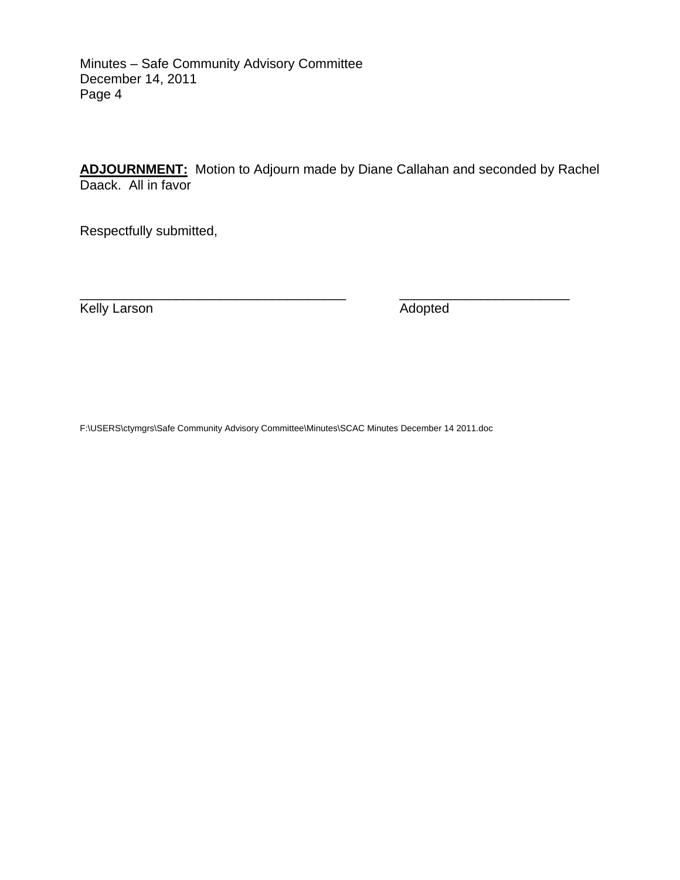**ADJOURNMENT:** Motion to Adjourn made by Diane Callahan and seconded by Rachel Daack. All in favor

Respectfully submitted,

_____________________________________ _______________________

Kelly Larson Adopted

F:\USERS\ctymgrs\Safe Community Advisory Committee\Minutes\SCAC Minutes December 14 2011.doc